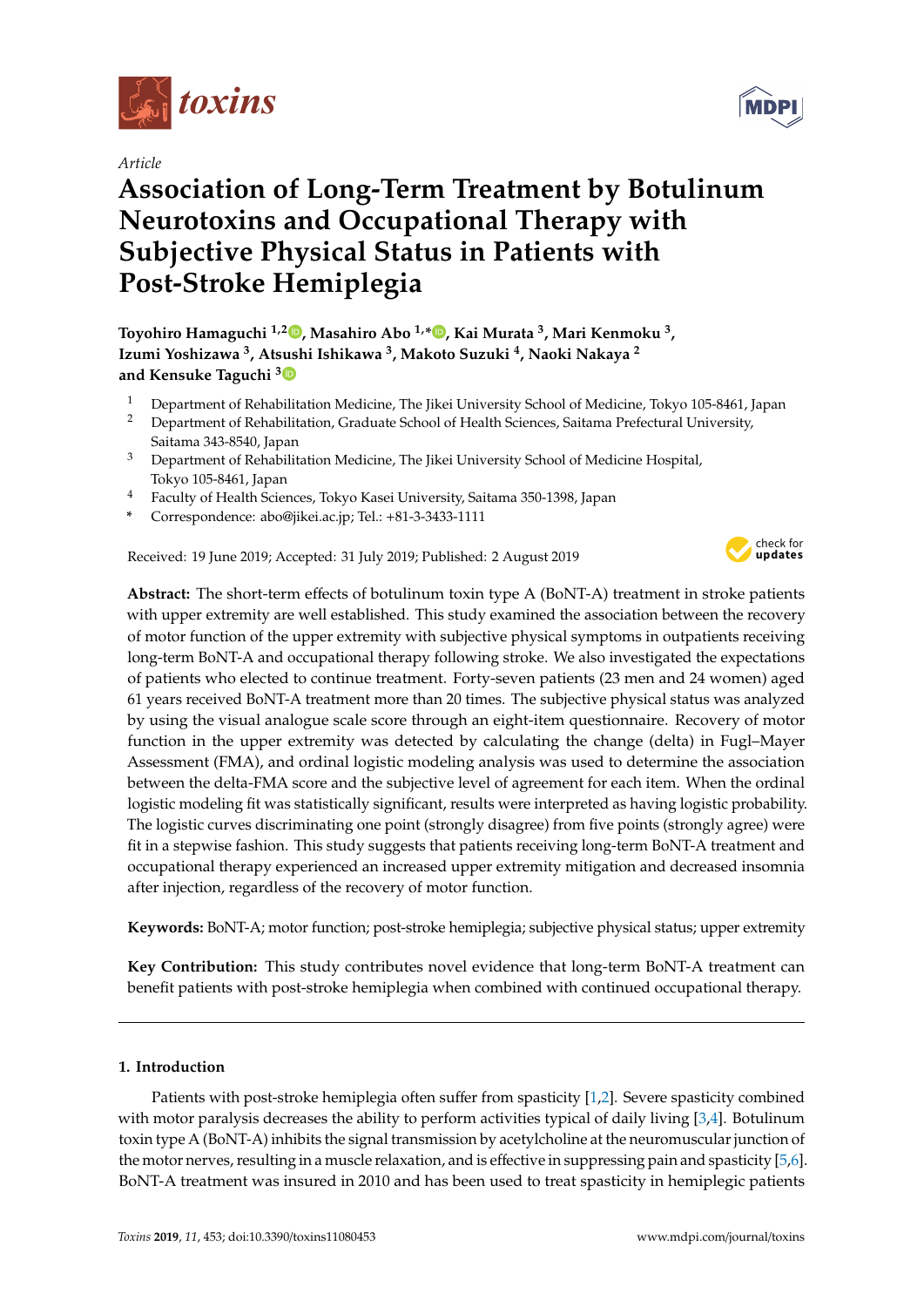*Article*

# Association of Long-Term Treatment by Botulinum Neurotoxins and Occupational Therapy with Subjective Physical Status in Patients with Post-Stroke Hemiplegia

**Toyohiro Hamaguchi [1,2], Masahiro Abo [1,*], Kai Murata [3], Mari Kenmoku [3], Izumi Yoshizawa [3], Atsushi Ishikawa [3], Makoto Suzuki [4], Naoki Nakaya [2] and Kensuke Taguchi [3]**

[1] Department of Rehabilitation Medicine, The Jikei University School of Medicine, Tokyo 105-8461, Japan
[2] Department of Rehabilitation, Graduate School of Health Sciences, Saitama Prefectural University, Saitama 343-8540, Japan
[3] Department of Rehabilitation Medicine, The Jikei University School of Medicine Hospital, Tokyo 105-8461, Japan
[4] Faculty of Health Sciences, Tokyo Kasei University, Saitama 350-1398, Japan
\* Correspondence: abo@jikei.ac.jp; Tel.: +81-3-3433-1111

Received: 19 June 2019; Accepted: 31 July 2019; Published: 2 August 2019

**Abstract:** The short-term effects of botulinum toxin type A (BoNT-A) treatment in stroke patients with upper extremity are well established. This study examined the association between the recovery of motor function of the upper extremity with subjective physical symptoms in outpatients receiving long-term BoNT-A and occupational therapy following stroke. We also investigated the expectations of patients who elected to continue treatment. Forty-seven patients (23 men and 24 women) aged 61 years received BoNT-A treatment more than 20 times. The subjective physical status was analyzed by using the visual analogue scale score through an eight-item questionnaire. Recovery of motor function in the upper extremity was detected by calculating the change (delta) in Fugl–Mayer Assessment (FMA), and ordinal logistic modeling analysis was used to determine the association between the delta-FMA score and the subjective level of agreement for each item. When the ordinal logistic modeling fit was statistically significant, results were interpreted as having logistic probability. The logistic curves discriminating one point (strongly disagree) from five points (strongly agree) were fit in a stepwise fashion. This study suggests that patients receiving long-term BoNT-A treatment and occupational therapy experienced an increased upper extremity mitigation and decreased insomnia after injection, regardless of the recovery of motor function.

**Keywords:** BoNT-A; motor function; post-stroke hemiplegia; subjective physical status; upper extremity

**Key Contribution:** This study contributes novel evidence that long-term BoNT-A treatment can benefit patients with post-stroke hemiplegia when combined with continued occupational therapy.

## 1. Introduction

Patients with post-stroke hemiplegia often suffer from spasticity [1,2]. Severe spasticity combined with motor paralysis decreases the ability to perform activities typical of daily living [3,4]. Botulinum toxin type A (BoNT-A) inhibits the signal transmission by acetylcholine at the neuromuscular junction of the motor nerves, resulting in a muscle relaxation, and is effective in suppressing pain and spasticity [5,6]. BoNT-A treatment was insured in 2010 and has been used to treat spasticity in hemiplegic patients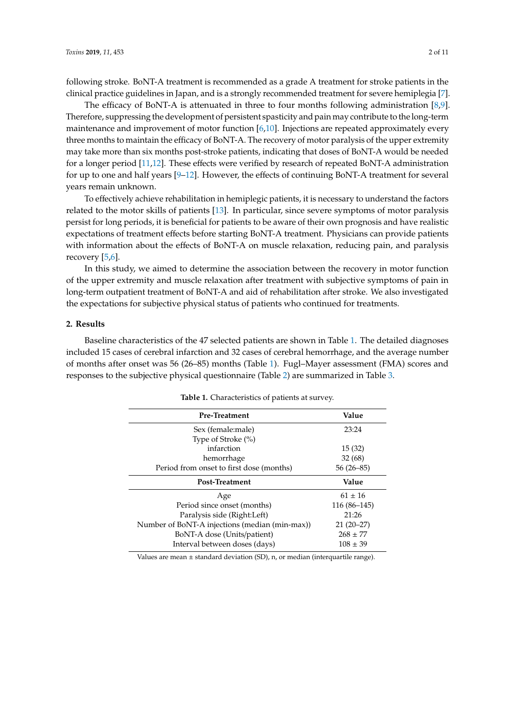following stroke. BoNT-A treatment is recommended as a grade A treatment for stroke patients in the clinical practice guidelines in Japan, and is a strongly recommended treatment for severe hemiplegia [7].

The efficacy of BoNT-A is attenuated in three to four months following administration [8,9]. Therefore, suppressing the development of persistent spasticity and pain may contribute to the long-term maintenance and improvement of motor function [6,10]. Injections are repeated approximately every three months to maintain the efficacy of BoNT-A. The recovery of motor paralysis of the upper extremity may take more than six months post-stroke patients, indicating that doses of BoNT-A would be needed for a longer period [11,12]. These effects were verified by research of repeated BoNT-A administration for up to one and half years [9–12]. However, the effects of continuing BoNT-A treatment for several years remain unknown.

To effectively achieve rehabilitation in hemiplegic patients, it is necessary to understand the factors related to the motor skills of patients [13]. In particular, since severe symptoms of motor paralysis persist for long periods, it is beneficial for patients to be aware of their own prognosis and have realistic expectations of treatment effects before starting BoNT-A treatment. Physicians can provide patients with information about the effects of BoNT-A on muscle relaxation, reducing pain, and paralysis recovery [5,6].

In this study, we aimed to determine the association between the recovery in motor function of the upper extremity and muscle relaxation after treatment with subjective symptoms of pain in long-term outpatient treatment of BoNT-A and aid of rehabilitation after stroke. We also investigated the expectations for subjective physical status of patients who continued for treatments.

## 2. Results

Baseline characteristics of the 47 selected patients are shown in Table 1. The detailed diagnoses included 15 cases of cerebral infarction and 32 cases of cerebral hemorrhage, and the average number of months after onset was 56 (26–85) months (Table 1). Fugl–Mayer assessment (FMA) scores and responses to the subjective physical questionnaire (Table 2) are summarized in Table 3.

**Table 1.** Characteristics of patients at survey.

| Pre-Treatment | Value |
|---|---|
| Sex (female:male) | 23:24 |
| Type of Stroke (%) | |
| infarction | 15 (32) |
| hemorrhage | 32 (68) |
| Period from onset to first dose (months) | 56 (26–85) |
| **Post-Treatment** | **Value** |
| Age | 61 ± 16 |
| Period since onset (months) | 116 (86–145) |
| Paralysis side (Right:Left) | 21:26 |
| Number of BoNT-A injections (median (min-max)) | 21 (20–27) |
| BoNT-A dose (Units/patient) | 268 ± 77 |
| Interval between doses (days) | 108 ± 39 |

Values are mean ± standard deviation (SD), n, or median (interquartile range).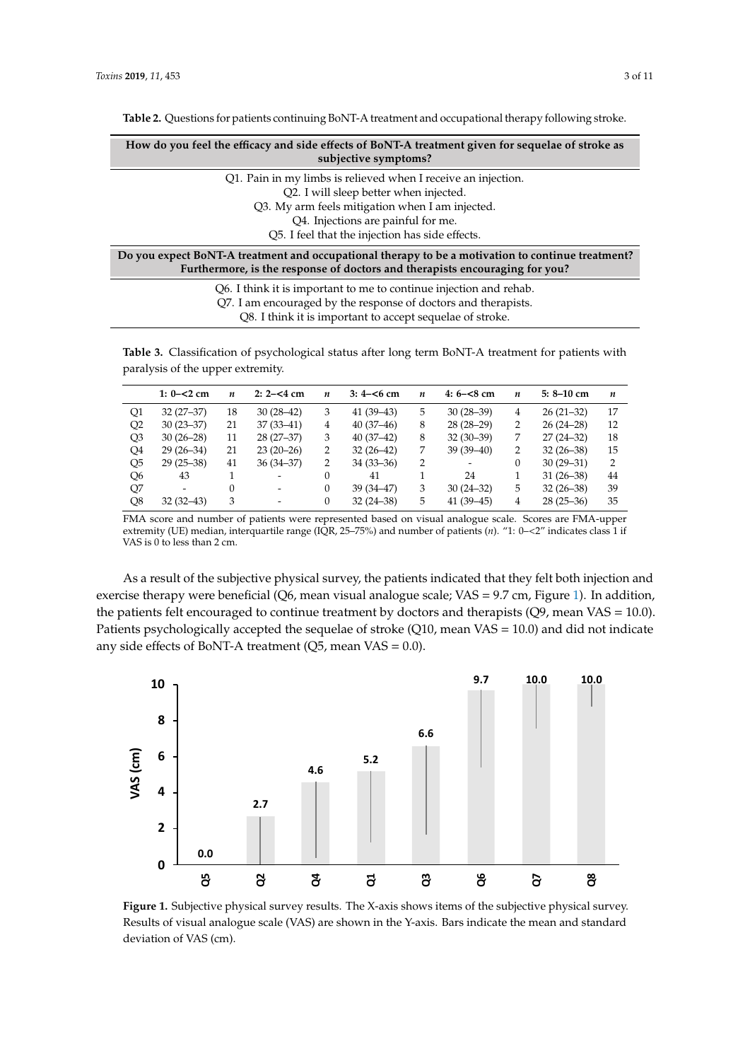**Table 2.** Questions for patients continuing BoNT-A treatment and occupational therapy following stroke.

| **How do you feel the efficacy and side effects of BoNT-A treatment given for sequelae of stroke as subjective symptoms?** |
|---|
| Q1. Pain in my limbs is relieved when I receive an injection. |
| Q2. I will sleep better when injected. |
| Q3. My arm feels mitigation when I am injected. |
| Q4. Injections are painful for me. |
| Q5. I feel that the injection has side effects. |
| **Do you expect BoNT-A treatment and occupational therapy to be a motivation to continue treatment? Furthermore, is the response of doctors and therapists encouraging for you?** |
| Q6. I think it is important to me to continue injection and rehab. |
| Q7. I am encouraged by the response of doctors and therapists. |
| Q8. I think it is important to accept sequelae of stroke. |

**Table 3.** Classification of psychological status after long term BoNT-A treatment for patients with paralysis of the upper extremity.

| | 1: 0–<2 cm | *n* | 2: 2–<4 cm | *n* | 3: 4–<6 cm | *n* | 4: 6–<8 cm | *n* | 5: 8–10 cm | *n* |
|---|---|---|---|---|---|---|---|---|---|---|
| Q1 | 32 (27–37) | 18 | 30 (28–42) | 3 | 41 (39–43) | 5 | 30 (28–39) | 4 | 26 (21–32) | 17 |
| Q2 | 30 (23–37) | 21 | 37 (33–41) | 4 | 40 (37–46) | 8 | 28 (28–29) | 2 | 26 (24–28) | 12 |
| Q3 | 30 (26–28) | 11 | 28 (27–37) | 3 | 40 (37–42) | 8 | 32 (30–39) | 7 | 27 (24–32) | 18 |
| Q4 | 29 (26–34) | 21 | 23 (20–26) | 2 | 32 (26–42) | 7 | 39 (39–40) | 2 | 32 (26–38) | 15 |
| Q5 | 29 (25–38) | 41 | 36 (34–37) | 2 | 34 (33–36) | 2 | - | 0 | 30 (29–31) | 2 |
| Q6 | 43 | 1 | - | 0 | 41 | 1 | 24 | 1 | 31 (26–38) | 44 |
| Q7 | - | 0 | - | 0 | 39 (34–47) | 3 | 30 (24–32) | 5 | 32 (26–38) | 39 |
| Q8 | 32 (32–43) | 3 | - | 0 | 32 (24–38) | 5 | 41 (39–45) | 4 | 28 (25–36) | 35 |

FMA score and number of patients were represented based on visual analogue scale. Scores are FMA-upper extremity (UE) median, interquartile range (IQR, 25–75%) and number of patients (*n*). "1: 0–<2" indicates class 1 if VAS is 0 to less than 2 cm.

As a result of the subjective physical survey, the patients indicated that they felt both injection and exercise therapy were beneficial (Q6, mean visual analogue scale; VAS = 9.7 cm, Figure 1). In addition, the patients felt encouraged to continue treatment by doctors and therapists (Q9, mean VAS = 10.0). Patients psychologically accepted the sequelae of stroke (Q10, mean VAS = 10.0) and did not indicate any side effects of BoNT-A treatment (Q5, mean VAS = 0.0).

**Figure 1.** Subjective physical survey results. The X-axis shows items of the subjective physical survey. Results of visual analogue scale (VAS) are shown in the Y-axis. Bars indicate the mean and standard deviation of VAS (cm).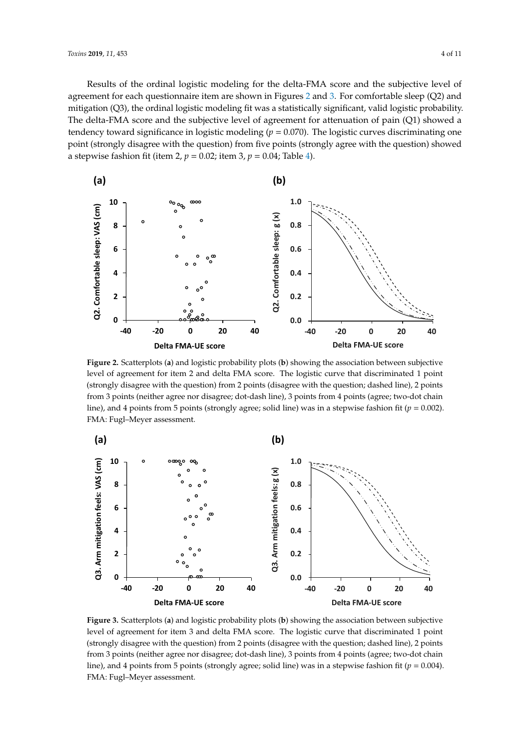Results of the ordinal logistic modeling for the delta-FMA score and the subjective level of agreement for each questionnaire item are shown in Figures 2 and 3. For comfortable sleep (Q2) and mitigation (Q3), the ordinal logistic modeling fit was a statistically significant, valid logistic probability. The delta-FMA score and the subjective level of agreement for attenuation of pain (Q1) showed a tendency toward significance in logistic modeling ($p = 0.070$). The logistic curves discriminating one point (strongly disagree with the question) from five points (strongly agree with the question) showed a stepwise fashion fit (item 2, $p = 0.02$; item 3, $p = 0.04$; Table 4).

**Figure 2.** Scatterplots (**a**) and logistic probability plots (**b**) showing the association between subjective level of agreement for item 2 and delta FMA score. The logistic curve that discriminated 1 point (strongly disagree with the question) from 2 points (disagree with the question; dashed line), 2 points from 3 points (neither agree nor disagree; dot-dash line), 3 points from 4 points (agree; two-dot chain line), and 4 points from 5 points (strongly agree; solid line) was in a stepwise fashion fit ($p = 0.002$). FMA: Fugl–Meyer assessment.

**Figure 3.** Scatterplots (**a**) and logistic probability plots (**b**) showing the association between subjective level of agreement for item 3 and delta FMA score. The logistic curve that discriminated 1 point (strongly disagree with the question) from 2 points (disagree with the question; dashed line), 2 points from 3 points (neither agree nor disagree; dot-dash line), 3 points from 4 points (agree; two-dot chain line), and 4 points from 5 points (strongly agree; solid line) was in a stepwise fashion fit ($p = 0.004$). FMA: Fugl–Meyer assessment.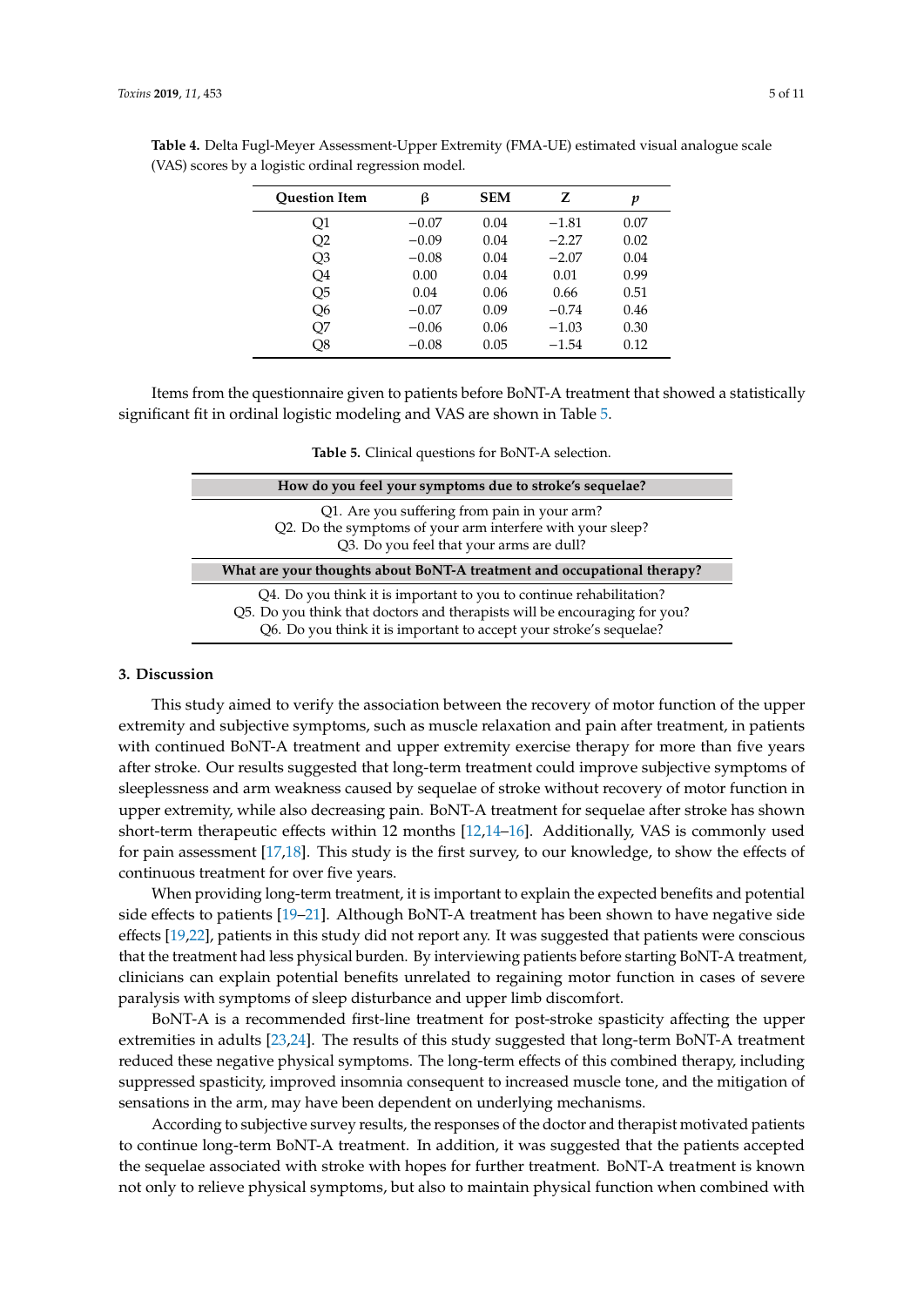**Table 4.** Delta Fugl-Meyer Assessment-Upper Extremity (FMA-UE) estimated visual analogue scale (VAS) scores by a logistic ordinal regression model.

| Question Item | β | SEM | Z | *p* |
|---|---|---|---|---|
| Q1 | −0.07 | 0.04 | −1.81 | 0.07 |
| Q2 | −0.09 | 0.04 | −2.27 | 0.02 |
| Q3 | −0.08 | 0.04 | −2.07 | 0.04 |
| Q4 | 0.00 | 0.04 | 0.01 | 0.99 |
| Q5 | 0.04 | 0.06 | 0.66 | 0.51 |
| Q6 | −0.07 | 0.09 | −0.74 | 0.46 |
| Q7 | −0.06 | 0.06 | −1.03 | 0.30 |
| Q8 | −0.08 | 0.05 | −1.54 | 0.12 |

Items from the questionnaire given to patients before BoNT-A treatment that showed a statistically significant fit in ordinal logistic modeling and VAS are shown in Table 5.

**Table 5.** Clinical questions for BoNT-A selection.

| How do you feel your symptoms due to stroke's sequelae? |
|---|
| Q1. Are you suffering from pain in your arm? |
| Q2. Do the symptoms of your arm interfere with your sleep? |
| Q3. Do you feel that your arms are dull? |
| **What are your thoughts about BoNT-A treatment and occupational therapy?** |
| Q4. Do you think it is important to you to continue rehabilitation? |
| Q5. Do you think that doctors and therapists will be encouraging for you? |
| Q6. Do you think it is important to accept your stroke's sequelae? |

## 3. Discussion

This study aimed to verify the association between the recovery of motor function of the upper extremity and subjective symptoms, such as muscle relaxation and pain after treatment, in patients with continued BoNT-A treatment and upper extremity exercise therapy for more than five years after stroke. Our results suggested that long-term treatment could improve subjective symptoms of sleeplessness and arm weakness caused by sequelae of stroke without recovery of motor function in upper extremity, while also decreasing pain. BoNT-A treatment for sequelae after stroke has shown short-term therapeutic effects within 12 months [12,14–16]. Additionally, VAS is commonly used for pain assessment [17,18]. This study is the first survey, to our knowledge, to show the effects of continuous treatment for over five years.

When providing long-term treatment, it is important to explain the expected benefits and potential side effects to patients [19–21]. Although BoNT-A treatment has been shown to have negative side effects [19,22], patients in this study did not report any. It was suggested that patients were conscious that the treatment had less physical burden. By interviewing patients before starting BoNT-A treatment, clinicians can explain potential benefits unrelated to regaining motor function in cases of severe paralysis with symptoms of sleep disturbance and upper limb discomfort.

BoNT-A is a recommended first-line treatment for post-stroke spasticity affecting the upper extremities in adults [23,24]. The results of this study suggested that long-term BoNT-A treatment reduced these negative physical symptoms. The long-term effects of this combined therapy, including suppressed spasticity, improved insomnia consequent to increased muscle tone, and the mitigation of sensations in the arm, may have been dependent on underlying mechanisms.

According to subjective survey results, the responses of the doctor and therapist motivated patients to continue long-term BoNT-A treatment. In addition, it was suggested that the patients accepted the sequelae associated with stroke with hopes for further treatment. BoNT-A treatment is known not only to relieve physical symptoms, but also to maintain physical function when combined with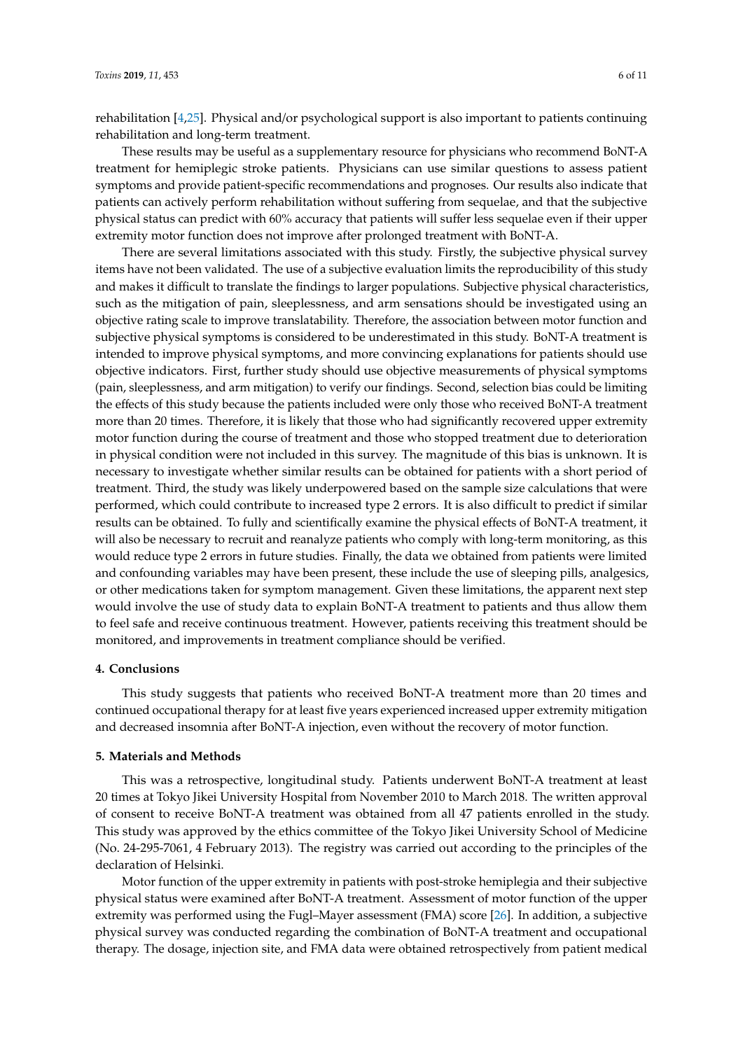rehabilitation [4,25]. Physical and/or psychological support is also important to patients continuing rehabilitation and long-term treatment.

These results may be useful as a supplementary resource for physicians who recommend BoNT-A treatment for hemiplegic stroke patients. Physicians can use similar questions to assess patient symptoms and provide patient-specific recommendations and prognoses. Our results also indicate that patients can actively perform rehabilitation without suffering from sequelae, and that the subjective physical status can predict with 60% accuracy that patients will suffer less sequelae even if their upper extremity motor function does not improve after prolonged treatment with BoNT-A.

There are several limitations associated with this study. Firstly, the subjective physical survey items have not been validated. The use of a subjective evaluation limits the reproducibility of this study and makes it difficult to translate the findings to larger populations. Subjective physical characteristics, such as the mitigation of pain, sleeplessness, and arm sensations should be investigated using an objective rating scale to improve translatability. Therefore, the association between motor function and subjective physical symptoms is considered to be underestimated in this study. BoNT-A treatment is intended to improve physical symptoms, and more convincing explanations for patients should use objective indicators. First, further study should use objective measurements of physical symptoms (pain, sleeplessness, and arm mitigation) to verify our findings. Second, selection bias could be limiting the effects of this study because the patients included were only those who received BoNT-A treatment more than 20 times. Therefore, it is likely that those who had significantly recovered upper extremity motor function during the course of treatment and those who stopped treatment due to deterioration in physical condition were not included in this survey. The magnitude of this bias is unknown. It is necessary to investigate whether similar results can be obtained for patients with a short period of treatment. Third, the study was likely underpowered based on the sample size calculations that were performed, which could contribute to increased type 2 errors. It is also difficult to predict if similar results can be obtained. To fully and scientifically examine the physical effects of BoNT-A treatment, it will also be necessary to recruit and reanalyze patients who comply with long-term monitoring, as this would reduce type 2 errors in future studies. Finally, the data we obtained from patients were limited and confounding variables may have been present, these include the use of sleeping pills, analgesics, or other medications taken for symptom management. Given these limitations, the apparent next step would involve the use of study data to explain BoNT-A treatment to patients and thus allow them to feel safe and receive continuous treatment. However, patients receiving this treatment should be monitored, and improvements in treatment compliance should be verified.

## 4. Conclusions

This study suggests that patients who received BoNT-A treatment more than 20 times and continued occupational therapy for at least five years experienced increased upper extremity mitigation and decreased insomnia after BoNT-A injection, even without the recovery of motor function.

## 5. Materials and Methods

This was a retrospective, longitudinal study. Patients underwent BoNT-A treatment at least 20 times at Tokyo Jikei University Hospital from November 2010 to March 2018. The written approval of consent to receive BoNT-A treatment was obtained from all 47 patients enrolled in the study. This study was approved by the ethics committee of the Tokyo Jikei University School of Medicine (No. 24-295-7061, 4 February 2013). The registry was carried out according to the principles of the declaration of Helsinki.

Motor function of the upper extremity in patients with post-stroke hemiplegia and their subjective physical status were examined after BoNT-A treatment. Assessment of motor function of the upper extremity was performed using the Fugl–Mayer assessment (FMA) score [26]. In addition, a subjective physical survey was conducted regarding the combination of BoNT-A treatment and occupational therapy. The dosage, injection site, and FMA data were obtained retrospectively from patient medical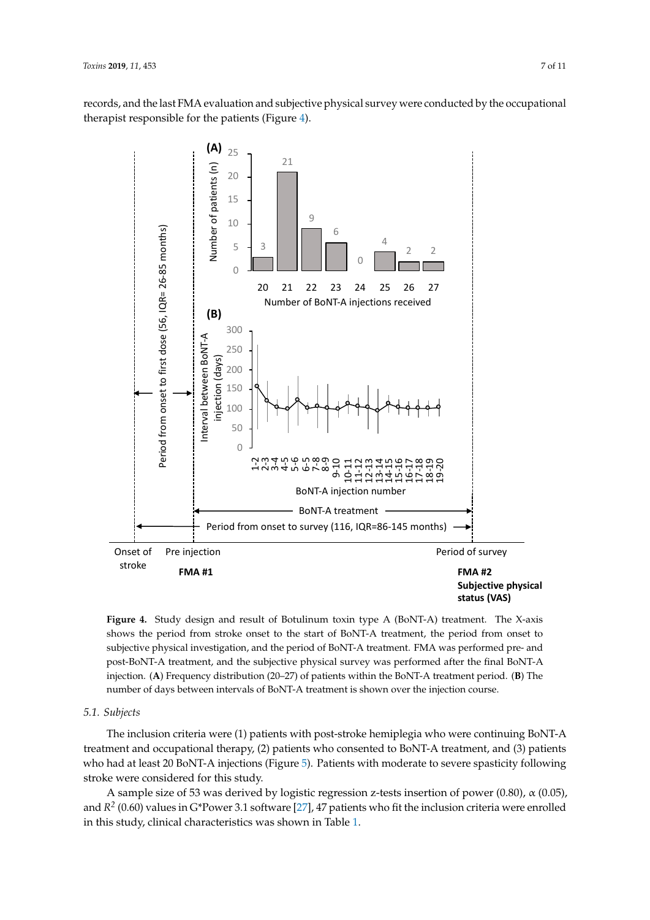records, and the last FMA evaluation and subjective physical survey were conducted by the occupational therapist responsible for the patients (Figure 4).

**Figure 4.** Study design and result of Botulinum toxin type A (BoNT-A) treatment. The X-axis shows the period from stroke onset to the start of BoNT-A treatment, the period from onset to subjective physical investigation, and the period of BoNT-A treatment. FMA was performed pre- and post-BoNT-A treatment, and the subjective physical survey was performed after the final BoNT-A injection. (**A**) Frequency distribution (20–27) of patients within the BoNT-A treatment period. (**B**) The number of days between intervals of BoNT-A treatment is shown over the injection course.

### 5.1. Subjects

The inclusion criteria were (1) patients with post-stroke hemiplegia who were continuing BoNT-A treatment and occupational therapy, (2) patients who consented to BoNT-A treatment, and (3) patients who had at least 20 BoNT-A injections (Figure 5). Patients with moderate to severe spasticity following stroke were considered for this study.

A sample size of 53 was derived by logistic regression z-tests insertion of power (0.80), α (0.05), and $R^2$ (0.60) values in G*Power 3.1 software [27], 47 patients who fit the inclusion criteria were enrolled in this study, clinical characteristics was shown in Table 1.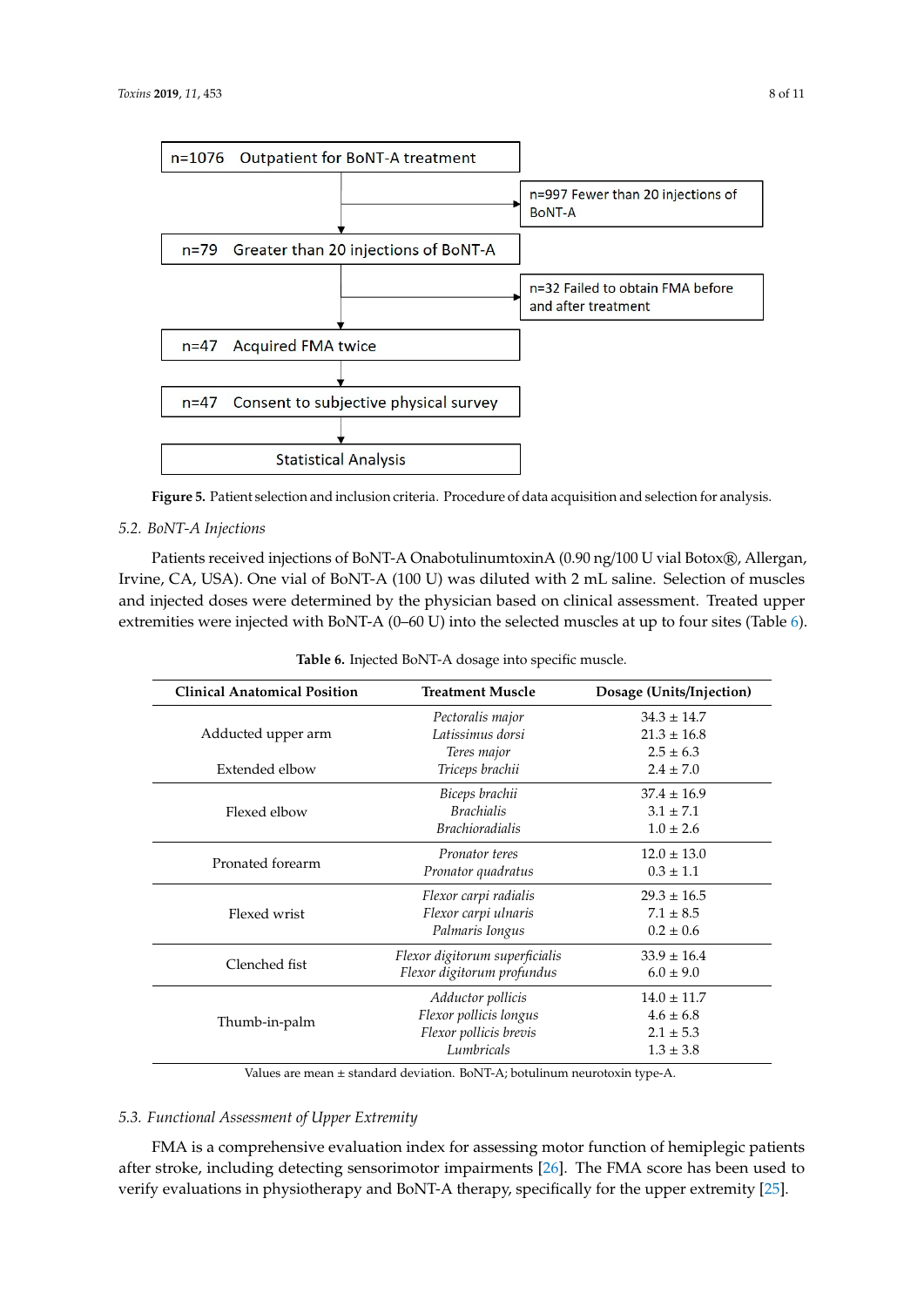n=1076 Outpatient for BoNT-A treatment

n=997 Fewer than 20 injections of BoNT-A

n=79 Greater than 20 injections of BoNT-A

n=32 Failed to obtain FMA before and after treatment

n=47 Acquired FMA twice

n=47 Consent to subjective physical survey

Statistical Analysis

**Figure 5.** Patient selection and inclusion criteria. Procedure of data acquisition and selection for analysis.

### 5.2. BoNT-A Injections

Patients received injections of BoNT-A OnabotulinumtoxinA (0.90 ng/100 U vial Botox®, Allergan, Irvine, CA, USA). One vial of BoNT-A (100 U) was diluted with 2 mL saline. Selection of muscles and injected doses were determined by the physician based on clinical assessment. Treated upper extremities were injected with BoNT-A (0–60 U) into the selected muscles at up to four sites (Table 6).

**Table 6.** Injected BoNT-A dosage into specific muscle.

| Clinical Anatomical Position | Treatment Muscle | Dosage (Units/Injection) |
|---|---|---|
| Adducted upper arm | *Pectoralis major* | 34.3 ± 14.7 |
| | *Latissimus dorsi* | 21.3 ± 16.8 |
| | *Teres major* | 2.5 ± 6.3 |
| Extended elbow | *Triceps brachii* | 2.4 ± 7.0 |
| Flexed elbow | *Biceps brachii* | 37.4 ± 16.9 |
| | *Brachialis* | 3.1 ± 7.1 |
| | *Brachioradialis* | 1.0 ± 2.6 |
| Pronated forearm | *Pronator teres* | 12.0 ± 13.0 |
| | *Pronator quadratus* | 0.3 ± 1.1 |
| Flexed wrist | *Flexor carpi radialis* | 29.3 ± 16.5 |
| | *Flexor carpi ulnaris* | 7.1 ± 8.5 |
| | *Palmaris Iongus* | 0.2 ± 0.6 |
| Clenched fist | *Flexor digitorum superficialis* | 33.9 ± 16.4 |
| | *Flexor digitorum profundus* | 6.0 ± 9.0 |
| Thumb-in-palm | *Adductor pollicis* | 14.0 ± 11.7 |
| | *Flexor pollicis longus* | 4.6 ± 6.8 |
| | *Flexor pollicis brevis* | 2.1 ± 5.3 |
| | *Lumbricals* | 1.3 ± 3.8 |

Values are mean ± standard deviation. BoNT-A; botulinum neurotoxin type-A.

### 5.3. Functional Assessment of Upper Extremity

FMA is a comprehensive evaluation index for assessing motor function of hemiplegic patients after stroke, including detecting sensorimotor impairments [26]. The FMA score has been used to verify evaluations in physiotherapy and BoNT-A therapy, specifically for the upper extremity [25].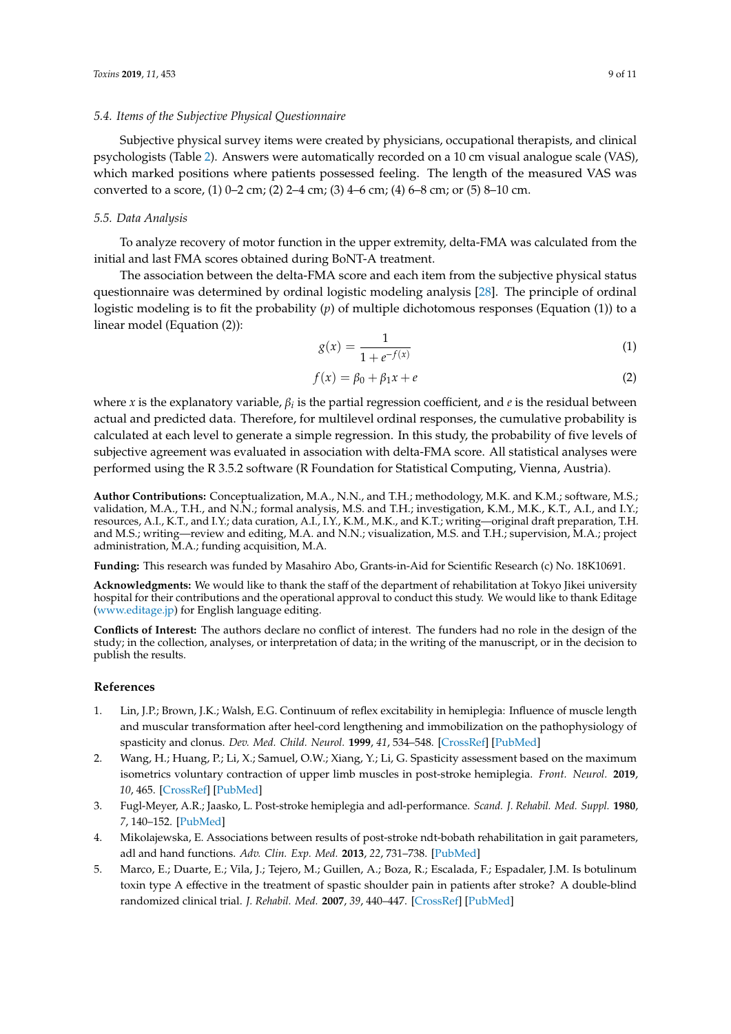### 5.4. Items of the Subjective Physical Questionnaire

Subjective physical survey items were created by physicians, occupational therapists, and clinical psychologists (Table 2). Answers were automatically recorded on a 10 cm visual analogue scale (VAS), which marked positions where patients possessed feeling. The length of the measured VAS was converted to a score, (1) 0–2 cm; (2) 2–4 cm; (3) 4–6 cm; (4) 6–8 cm; or (5) 8–10 cm.

### 5.5. Data Analysis

To analyze recovery of motor function in the upper extremity, delta-FMA was calculated from the initial and last FMA scores obtained during BoNT-A treatment.

The association between the delta-FMA score and each item from the subjective physical status questionnaire was determined by ordinal logistic modeling analysis [28]. The principle of ordinal logistic modeling is to fit the probability ($p$) of multiple dichotomous responses (Equation (1)) to a linear model (Equation (2)):

$$g(x) = \frac{1}{1 + e^{-f(x)}} \tag{1}$$

$$f(x) = \beta_0 + \beta_1 x + e \tag{2}$$

where $x$ is the explanatory variable, $\beta_i$ is the partial regression coefficient, and $e$ is the residual between actual and predicted data. Therefore, for multilevel ordinal responses, the cumulative probability is calculated at each level to generate a simple regression. In this study, the probability of five levels of subjective agreement was evaluated in association with delta-FMA score. All statistical analyses were performed using the R 3.5.2 software (R Foundation for Statistical Computing, Vienna, Austria).

**Author Contributions:** Conceptualization, M.A., N.N., and T.H.; methodology, M.K. and K.M.; software, M.S.; validation, M.A., T.H., and N.N.; formal analysis, M.S. and T.H.; investigation, K.M., M.K., K.T., A.I., and I.Y.; resources, A.I., K.T., and I.Y.; data curation, A.I., I.Y., K.M., M.K., and K.T.; writing—original draft preparation, T.H. and M.S.; writing—review and editing, M.A. and N.N.; visualization, M.S. and T.H.; supervision, M.A.; project administration, M.A.; funding acquisition, M.A.

**Funding:** This research was funded by Masahiro Abo, Grants-in-Aid for Scientific Research (c) No. 18K10691.

**Acknowledgments:** We would like to thank the staff of the department of rehabilitation at Tokyo Jikei university hospital for their contributions and the operational approval to conduct this study. We would like to thank Editage (www.editage.jp) for English language editing.

**Conflicts of Interest:** The authors declare no conflict of interest. The funders had no role in the design of the study; in the collection, analyses, or interpretation of data; in the writing of the manuscript, or in the decision to publish the results.

## References

1. Lin, J.P.; Brown, J.K.; Walsh, E.G. Continuum of reflex excitability in hemiplegia: Influence of muscle length and muscular transformation after heel-cord lengthening and immobilization on the pathophysiology of spasticity and clonus. *Dev. Med. Child. Neurol.* **1999**, *41*, 534–548. [CrossRef] [PubMed]
2. Wang, H.; Huang, P.; Li, X.; Samuel, O.W.; Xiang, Y.; Li, G. Spasticity assessment based on the maximum isometrics voluntary contraction of upper limb muscles in post-stroke hemiplegia. *Front. Neurol.* **2019**, *10*, 465. [CrossRef] [PubMed]
3. Fugl-Meyer, A.R.; Jaasko, L. Post-stroke hemiplegia and adl-performance. *Scand. J. Rehabil. Med. Suppl.* **1980**, *7*, 140–152. [PubMed]
4. Mikolajewska, E. Associations between results of post-stroke ndt-bobath rehabilitation in gait parameters, adl and hand functions. *Adv. Clin. Exp. Med.* **2013**, *22*, 731–738. [PubMed]
5. Marco, E.; Duarte, E.; Vila, J.; Tejero, M.; Guillen, A.; Boza, R.; Escalada, F.; Espadaler, J.M. Is botulinum toxin type A effective in the treatment of spastic shoulder pain in patients after stroke? A double-blind randomized clinical trial. *J. Rehabil. Med.* **2007**, *39*, 440–447. [CrossRef] [PubMed]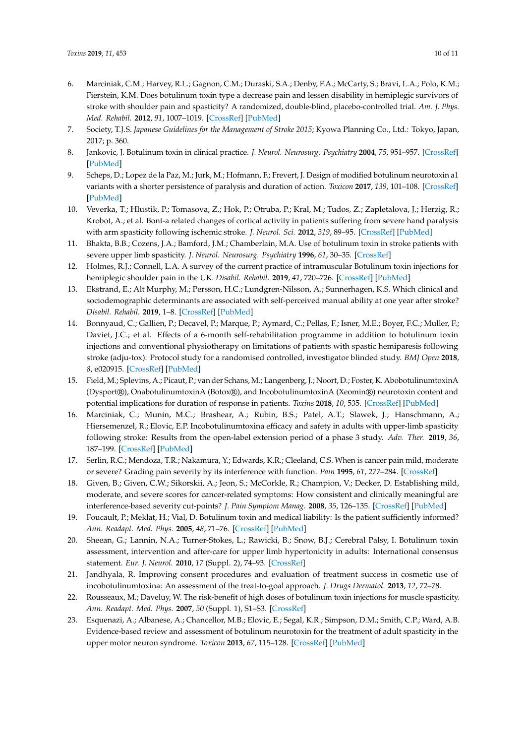6. Marciniak, C.M.; Harvey, R.L.; Gagnon, C.M.; Duraski, S.A.; Denby, F.A.; McCarty, S.; Bravi, L.A.; Polo, K.M.; Fierstein, K.M. Does botulinum toxin type a decrease pain and lessen disability in hemiplegic survivors of stroke with shoulder pain and spasticity? A randomized, double-blind, placebo-controlled trial. *Am. J. Phys. Med. Rehabil.* **2012**, *91*, 1007–1019. [CrossRef] [PubMed]
7. Society, T.J.S. *Japanese Guidelines for the Management of Stroke 2015*; Kyowa Planning Co., Ltd.: Tokyo, Japan, 2017; p. 360.
8. Jankovic, J. Botulinum toxin in clinical practice. *J. Neurol. Neurosurg. Psychiatry* **2004**, *75*, 951–957. [CrossRef] [PubMed]
9. Scheps, D.; Lopez de la Paz, M.; Jurk, M.; Hofmann, F.; Frevert, J. Design of modified botulinum neurotoxin a1 variants with a shorter persistence of paralysis and duration of action. *Toxicon* **2017**, *139*, 101–108. [CrossRef] [PubMed]
10. Veverka, T.; Hlustik, P.; Tomasova, Z.; Hok, P.; Otruba, P.; Kral, M.; Tudos, Z.; Zapletalova, J.; Herzig, R.; Krobot, A.; et al. Bont-a related changes of cortical activity in patients suffering from severe hand paralysis with arm spasticity following ischemic stroke. *J. Neurol. Sci.* **2012**, *319*, 89–95. [CrossRef] [PubMed]
11. Bhakta, B.B.; Cozens, J.A.; Bamford, J.M.; Chamberlain, M.A. Use of botulinum toxin in stroke patients with severe upper limb spasticity. *J. Neurol. Neurosurg. Psychiatry* **1996**, *61*, 30–35. [CrossRef]
12. Holmes, R.J.; Connell, L.A. A survey of the current practice of intramuscular Botulinum toxin injections for hemiplegic shoulder pain in the UK. *Disabil. Rehabil.* **2019**, *41*, 720–726. [CrossRef] [PubMed]
13. Ekstrand, E.; Alt Murphy, M.; Persson, H.C.; Lundgren-Nilsson, A.; Sunnerhagen, K.S. Which clinical and sociodemographic determinants are associated with self-perceived manual ability at one year after stroke? *Disabil. Rehabil.* **2019**, 1–8. [CrossRef] [PubMed]
14. Bonnyaud, C.; Gallien, P.; Decavel, P.; Marque, P.; Aymard, C.; Pellas, F.; Isner, M.E.; Boyer, F.C.; Muller, F.; Daviet, J.C.; et al. Effects of a 6-month self-rehabilitation programme in addition to botulinum toxin injections and conventional physiotherapy on limitations of patients with spastic hemiparesis following stroke (adju-tox): Protocol study for a randomised controlled, investigator blinded study. *BMJ Open* **2018**, *8*, e020915. [CrossRef] [PubMed]
15. Field, M.; Splevins, A.; Picaut, P.; van der Schans, M.; Langenberg, J.; Noort, D.; Foster, K. AbobotulinumtoxinA (Dysport®), OnabotulinumtoxinA (Botox®), and IncobotulinumtoxinA (Xeomin®) neurotoxin content and potential implications for duration of response in patients. *Toxins* **2018**, *10*, 535. [CrossRef] [PubMed]
16. Marciniak, C.; Munin, M.C.; Brashear, A.; Rubin, B.S.; Patel, A.T.; Slawek, J.; Hanschmann, A.; Hiersemenzel, R.; Elovic, E.P. Incobotulinumtoxina efficacy and safety in adults with upper-limb spasticity following stroke: Results from the open-label extension period of a phase 3 study. *Adv. Ther.* **2019**, *36*, 187–199. [CrossRef] [PubMed]
17. Serlin, R.C.; Mendoza, T.R.; Nakamura, Y.; Edwards, K.R.; Cleeland, C.S. When is cancer pain mild, moderate or severe? Grading pain severity by its interference with function. *Pain* **1995**, *61*, 277–284. [CrossRef]
18. Given, B.; Given, C.W.; Sikorskii, A.; Jeon, S.; McCorkle, R.; Champion, V.; Decker, D. Establishing mild, moderate, and severe scores for cancer-related symptoms: How consistent and clinically meaningful are interference-based severity cut-points? *J. Pain Symptom Manag.* **2008**, *35*, 126–135. [CrossRef] [PubMed]
19. Foucault, P.; Meklat, H.; Vial, D. Botulinum toxin and medical liability: Is the patient sufficiently informed? *Ann. Readapt. Med. Phys.* **2005**, *48*, 71–76. [CrossRef] [PubMed]
20. Sheean, G.; Lannin, N.A.; Turner-Stokes, L.; Rawicki, B.; Snow, B.J.; Cerebral Palsy, I. Botulinum toxin assessment, intervention and after-care for upper limb hypertonicity in adults: International consensus statement. *Eur. J. Neurol.* **2010**, *17* (Suppl. 2), 74–93. [CrossRef]
21. Jandhyala, R. Improving consent procedures and evaluation of treatment success in cosmetic use of incobotulinumtoxina: An assessment of the treat-to-goal approach. *J. Drugs Dermatol.* **2013**, *12*, 72–78.
22. Rousseaux, M.; Daveluy, W. The risk-benefit of high doses of botulinum toxin injections for muscle spasticity. *Ann. Readapt. Med. Phys.* **2007**, *50* (Suppl. 1), S1–S3. [CrossRef]
23. Esquenazi, A.; Albanese, A.; Chancellor, M.B.; Elovic, E.; Segal, K.R.; Simpson, D.M.; Smith, C.P.; Ward, A.B. Evidence-based review and assessment of botulinum neurotoxin for the treatment of adult spasticity in the upper motor neuron syndrome. *Toxicon* **2013**, *67*, 115–128. [CrossRef] [PubMed]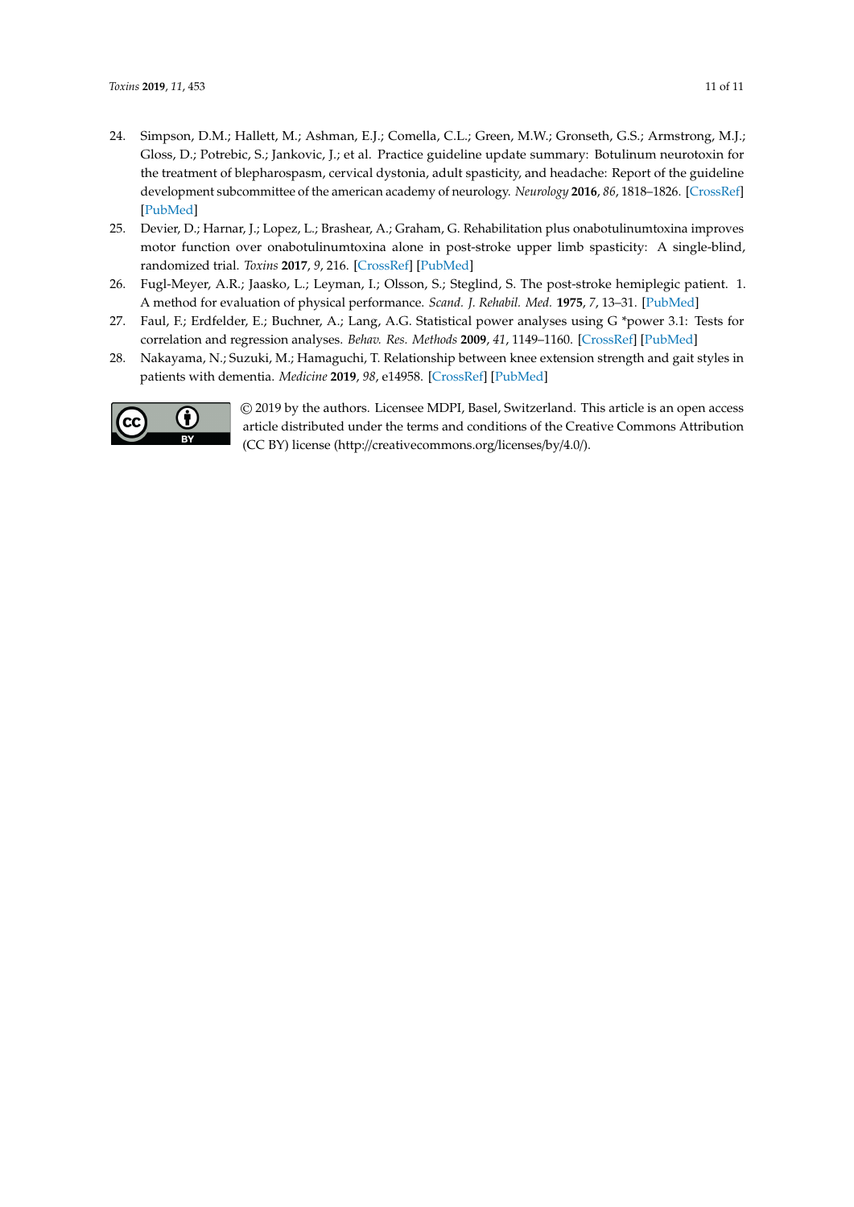24. Simpson, D.M.; Hallett, M.; Ashman, E.J.; Comella, C.L.; Green, M.W.; Gronseth, G.S.; Armstrong, M.J.; Gloss, D.; Potrebic, S.; Jankovic, J.; et al. Practice guideline update summary: Botulinum neurotoxin for the treatment of blepharospasm, cervical dystonia, adult spasticity, and headache: Report of the guideline development subcommittee of the american academy of neurology. *Neurology* **2016**, *86*, 1818–1826. [CrossRef] [PubMed]
25. Devier, D.; Harnar, J.; Lopez, L.; Brashear, A.; Graham, G. Rehabilitation plus onabotulinumtoxina improves motor function over onabotulinumtoxina alone in post-stroke upper limb spasticity: A single-blind, randomized trial. *Toxins* **2017**, *9*, 216. [CrossRef] [PubMed]
26. Fugl-Meyer, A.R.; Jaasko, L.; Leyman, I.; Olsson, S.; Steglind, S. The post-stroke hemiplegic patient. 1. A method for evaluation of physical performance. *Scand. J. Rehabil. Med.* **1975**, *7*, 13–31. [PubMed]
27. Faul, F.; Erdfelder, E.; Buchner, A.; Lang, A.G. Statistical power analyses using G *power 3.1: Tests for correlation and regression analyses. *Behav. Res. Methods* **2009**, *41*, 1149–1160. [CrossRef] [PubMed]
28. Nakayama, N.; Suzuki, M.; Hamaguchi, T. Relationship between knee extension strength and gait styles in patients with dementia. *Medicine* **2019**, *98*, e14958. [CrossRef] [PubMed]

© 2019 by the authors. Licensee MDPI, Basel, Switzerland. This article is an open access article distributed under the terms and conditions of the Creative Commons Attribution (CC BY) license (http://creativecommons.org/licenses/by/4.0/).